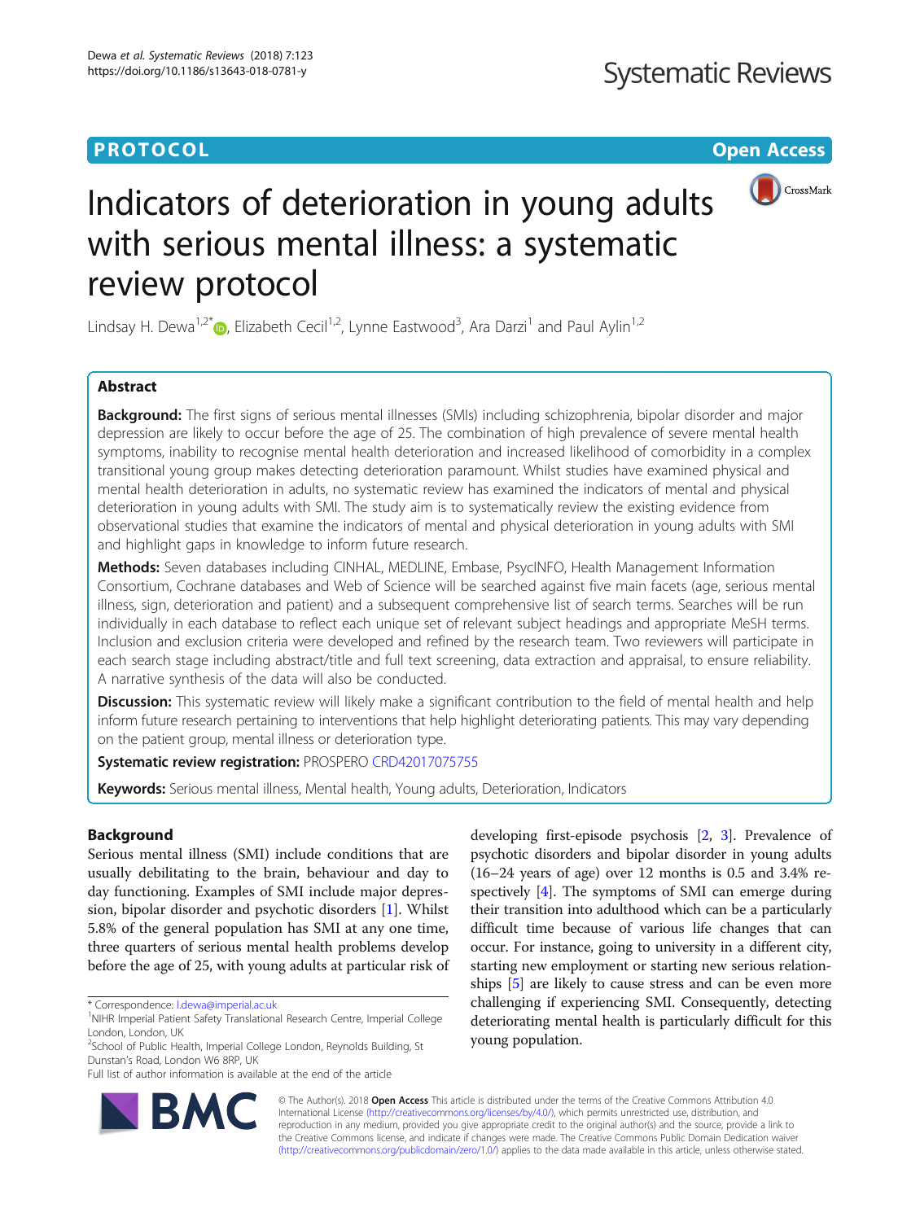PROTOCOL

Open Access

# Indicators of deterioration in young adults with serious mental illness: a systematic review protocol

Lindsay H. Dewa[1,2*], Elizabeth Cecil[1,2], Lynne Eastwood[3], Ara Darzi[1] and Paul Aylin[1,2]

## Abstract

**Background:** The first signs of serious mental illnesses (SMIs) including schizophrenia, bipolar disorder and major depression are likely to occur before the age of 25. The combination of high prevalence of severe mental health symptoms, inability to recognise mental health deterioration and increased likelihood of comorbidity in a complex transitional young group makes detecting deterioration paramount. Whilst studies have examined physical and mental health deterioration in adults, no systematic review has examined the indicators of mental and physical deterioration in young adults with SMI. The study aim is to systematically review the existing evidence from observational studies that examine the indicators of mental and physical deterioration in young adults with SMI and highlight gaps in knowledge to inform future research.

**Methods:** Seven databases including CINHAL, MEDLINE, Embase, PsycINFO, Health Management Information Consortium, Cochrane databases and Web of Science will be searched against five main facets (age, serious mental illness, sign, deterioration and patient) and a subsequent comprehensive list of search terms. Searches will be run individually in each database to reflect each unique set of relevant subject headings and appropriate MeSH terms. Inclusion and exclusion criteria were developed and refined by the research team. Two reviewers will participate in each search stage including abstract/title and full text screening, data extraction and appraisal, to ensure reliability. A narrative synthesis of the data will also be conducted.

**Discussion:** This systematic review will likely make a significant contribution to the field of mental health and help inform future research pertaining to interventions that help highlight deteriorating patients. This may vary depending on the patient group, mental illness or deterioration type.

**Systematic review registration:** PROSPERO CRD42017075755

**Keywords:** Serious mental illness, Mental health, Young adults, Deterioration, Indicators

## Background

Serious mental illness (SMI) include conditions that are usually debilitating to the brain, behaviour and day to day functioning. Examples of SMI include major depression, bipolar disorder and psychotic disorders [1]. Whilst 5.8% of the general population has SMI at any one time, three quarters of serious mental health problems develop before the age of 25, with young adults at particular risk of developing first-episode psychosis [2, 3]. Prevalence of psychotic disorders and bipolar disorder in young adults (16–24 years of age) over 12 months is 0.5 and 3.4% respectively [4]. The symptoms of SMI can emerge during their transition into adulthood which can be a particularly difficult time because of various life changes that can occur. For instance, going to university in a different city, starting new employment or starting new serious relationships [5] are likely to cause stress and can be even more challenging if experiencing SMI. Consequently, detecting deteriorating mental health is particularly difficult for this young population.

* Correspondence: l.dewa@imperial.ac.uk
[1]NIHR Imperial Patient Safety Translational Research Centre, Imperial College London, London, UK
[2]School of Public Health, Imperial College London, Reynolds Building, St Dunstan's Road, London W6 8RP, UK
Full list of author information is available at the end of the article

© The Author(s). 2018 **Open Access** This article is distributed under the terms of the Creative Commons Attribution 4.0 International License (http://creativecommons.org/licenses/by/4.0/), which permits unrestricted use, distribution, and reproduction in any medium, provided you give appropriate credit to the original author(s) and the source, provide a link to the Creative Commons license, and indicate if changes were made. The Creative Commons Public Domain Dedication waiver (http://creativecommons.org/publicdomain/zero/1.0/) applies to the data made available in this article, unless otherwise stated.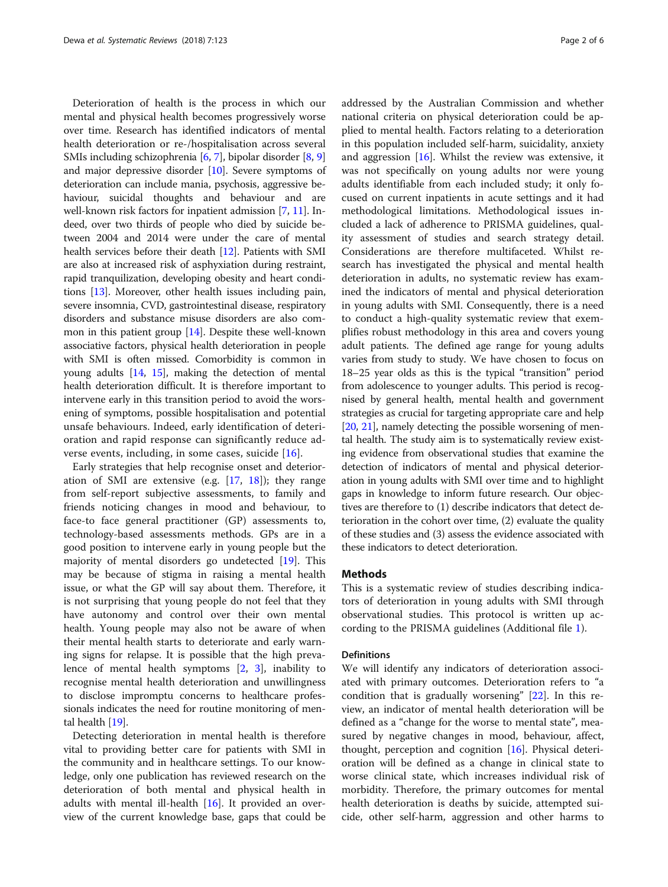Deterioration of health is the process in which our mental and physical health becomes progressively worse over time. Research has identified indicators of mental health deterioration or re-/hospitalisation across several SMIs including schizophrenia [6, 7], bipolar disorder [8, 9] and major depressive disorder [10]. Severe symptoms of deterioration can include mania, psychosis, aggressive behaviour, suicidal thoughts and behaviour and are well-known risk factors for inpatient admission [7, 11]. Indeed, over two thirds of people who died by suicide between 2004 and 2014 were under the care of mental health services before their death [12]. Patients with SMI are also at increased risk of asphyxiation during restraint, rapid tranquilization, developing obesity and heart conditions [13]. Moreover, other health issues including pain, severe insomnia, CVD, gastrointestinal disease, respiratory disorders and substance misuse disorders are also common in this patient group [14]. Despite these well-known associative factors, physical health deterioration in people with SMI is often missed. Comorbidity is common in young adults [14, 15], making the detection of mental health deterioration difficult. It is therefore important to intervene early in this transition period to avoid the worsening of symptoms, possible hospitalisation and potential unsafe behaviours. Indeed, early identification of deterioration and rapid response can significantly reduce adverse events, including, in some cases, suicide [16].

Early strategies that help recognise onset and deterioration of SMI are extensive (e.g. [17, 18]); they range from self-report subjective assessments, to family and friends noticing changes in mood and behaviour, to face-to face general practitioner (GP) assessments to, technology-based assessments methods. GPs are in a good position to intervene early in young people but the majority of mental disorders go undetected [19]. This may be because of stigma in raising a mental health issue, or what the GP will say about them. Therefore, it is not surprising that young people do not feel that they have autonomy and control over their own mental health. Young people may also not be aware of when their mental health starts to deteriorate and early warning signs for relapse. It is possible that the high prevalence of mental health symptoms [2, 3], inability to recognise mental health deterioration and unwillingness to disclose impromptu concerns to healthcare professionals indicates the need for routine monitoring of mental health [19].

Detecting deterioration in mental health is therefore vital to providing better care for patients with SMI in the community and in healthcare settings. To our knowledge, only one publication has reviewed research on the deterioration of both mental and physical health in adults with mental ill-health [16]. It provided an overview of the current knowledge base, gaps that could be addressed by the Australian Commission and whether national criteria on physical deterioration could be applied to mental health. Factors relating to a deterioration in this population included self-harm, suicidality, anxiety and aggression [16]. Whilst the review was extensive, it was not specifically on young adults nor were young adults identifiable from each included study; it only focused on current inpatients in acute settings and it had methodological limitations. Methodological issues included a lack of adherence to PRISMA guidelines, quality assessment of studies and search strategy detail. Considerations are therefore multifaceted. Whilst research has investigated the physical and mental health deterioration in adults, no systematic review has examined the indicators of mental and physical deterioration in young adults with SMI. Consequently, there is a need to conduct a high-quality systematic review that exemplifies robust methodology in this area and covers young adult patients. The defined age range for young adults varies from study to study. We have chosen to focus on 18–25 year olds as this is the typical "transition" period from adolescence to younger adults. This period is recognised by general health, mental health and government strategies as crucial for targeting appropriate care and help [20, 21], namely detecting the possible worsening of mental health. The study aim is to systematically review existing evidence from observational studies that examine the detection of indicators of mental and physical deterioration in young adults with SMI over time and to highlight gaps in knowledge to inform future research. Our objectives are therefore to (1) describe indicators that detect deterioration in the cohort over time, (2) evaluate the quality of these studies and (3) assess the evidence associated with these indicators to detect deterioration.

## Methods

This is a systematic review of studies describing indicators of deterioration in young adults with SMI through observational studies. This protocol is written up according to the PRISMA guidelines (Additional file 1).

### Definitions

We will identify any indicators of deterioration associated with primary outcomes. Deterioration refers to "a condition that is gradually worsening" [22]. In this review, an indicator of mental health deterioration will be defined as a "change for the worse to mental state", measured by negative changes in mood, behaviour, affect, thought, perception and cognition [16]. Physical deterioration will be defined as a change in clinical state to worse clinical state, which increases individual risk of morbidity. Therefore, the primary outcomes for mental health deterioration is deaths by suicide, attempted suicide, other self-harm, aggression and other harms to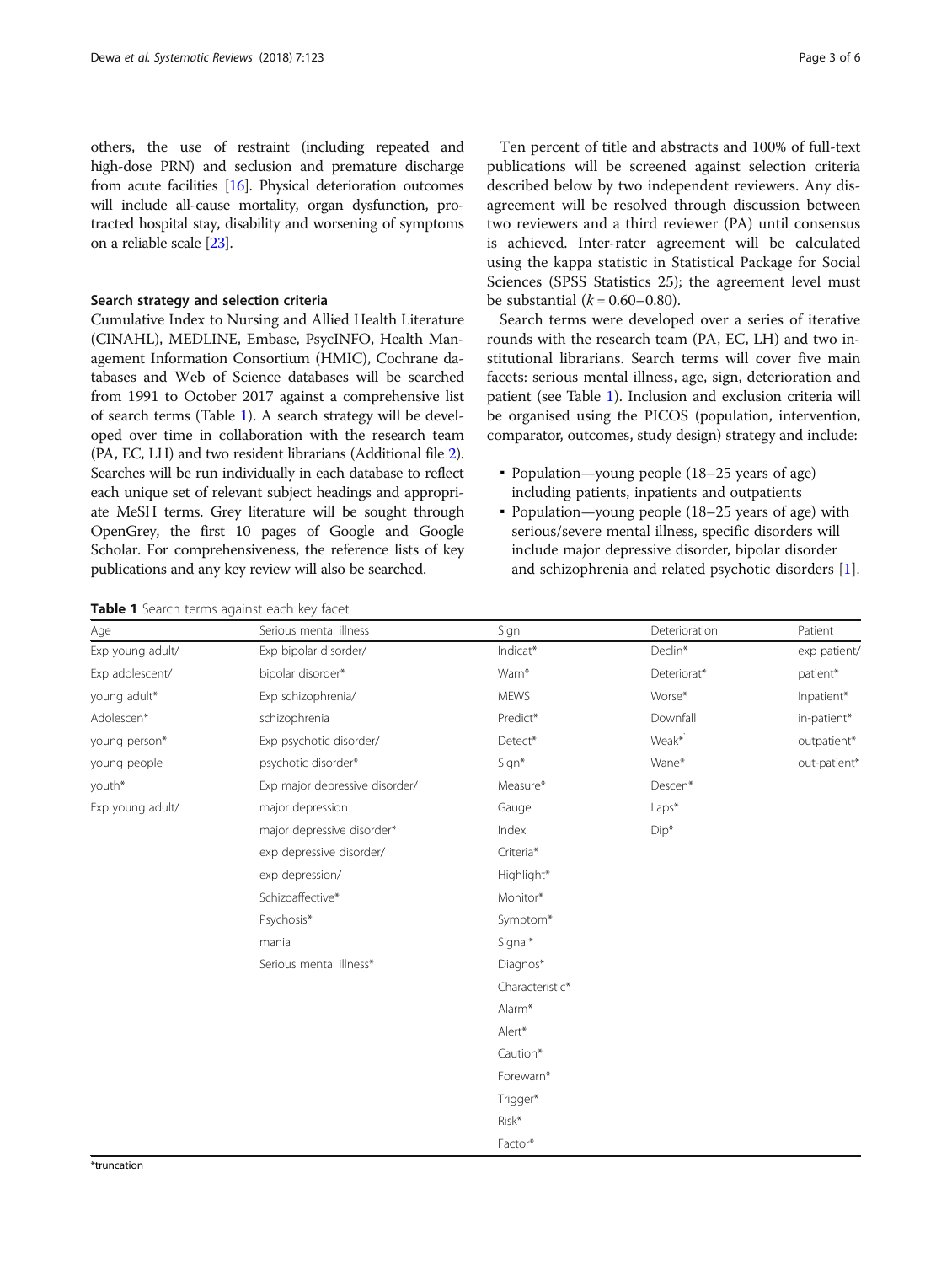others, the use of restraint (including repeated and high-dose PRN) and seclusion and premature discharge from acute facilities [16]. Physical deterioration outcomes will include all-cause mortality, organ dysfunction, protracted hospital stay, disability and worsening of symptoms on a reliable scale [23].

### Search strategy and selection criteria

Cumulative Index to Nursing and Allied Health Literature (CINAHL), MEDLINE, Embase, PsycINFO, Health Management Information Consortium (HMIC), Cochrane databases and Web of Science databases will be searched from 1991 to October 2017 against a comprehensive list of search terms (Table 1). A search strategy will be developed over time in collaboration with the research team (PA, EC, LH) and two resident librarians (Additional file 2). Searches will be run individually in each database to reflect each unique set of relevant subject headings and appropriate MeSH terms. Grey literature will be sought through OpenGrey, the first 10 pages of Google and Google Scholar. For comprehensiveness, the reference lists of key publications and any key review will also be searched.

Ten percent of title and abstracts and 100% of full-text publications will be screened against selection criteria described below by two independent reviewers. Any disagreement will be resolved through discussion between two reviewers and a third reviewer (PA) until consensus is achieved. Inter-rater agreement will be calculated using the kappa statistic in Statistical Package for Social Sciences (SPSS Statistics 25); the agreement level must be substantial ($k = 0.60–0.80$).

Search terms were developed over a series of iterative rounds with the research team (PA, EC, LH) and two institutional librarians. Search terms will cover five main facets: serious mental illness, age, sign, deterioration and patient (see Table 1). Inclusion and exclusion criteria will be organised using the PICOS (population, intervention, comparator, outcomes, study design) strategy and include:

- Population—young people (18–25 years of age) including patients, inpatients and outpatients
- Population—young people (18–25 years of age) with serious/severe mental illness, specific disorders will include major depressive disorder, bipolar disorder and schizophrenia and related psychotic disorders [1].

**Table 1** Search terms against each key facet

| Age | Serious mental illness | Sign | Deterioration | Patient |
|---|---|---|---|---|
| Exp young adult/ | Exp bipolar disorder/ | Indicat* | Declin* | exp patient/ |
| Exp adolescent/ | bipolar disorder* | Warn* | Deteriorat* | patient* |
| young adult* | Exp schizophrenia/ | MEWS | Worse* | Inpatient* |
| Adolescen* | schizophrenia | Predict* | Downfall | in-patient* |
| young person* | Exp psychotic disorder/ | Detect* | Weak* | outpatient* |
| young people | psychotic disorder* | Sign* | Wane* | out-patient* |
| youth* | Exp major depressive disorder/ | Measure* | Descen* | |
| Exp young adult/ | major depression | Gauge | Laps* | |
| | major depressive disorder* | Index | Dip* | |
| | exp depressive disorder/ | Criteria* | | |
| | exp depression/ | Highlight* | | |
| | Schizoaffective* | Monitor* | | |
| | Psychosis* | Symptom* | | |
| | mania | Signal* | | |
| | Serious mental illness* | Diagnos* | | |
| | | Characteristic* | | |
| | | Alarm* | | |
| | | Alert* | | |
| | | Caution* | | |
| | | Forewarn* | | |
| | | Trigger* | | |
| | | Risk* | | |
| | | Factor* | | |

*truncation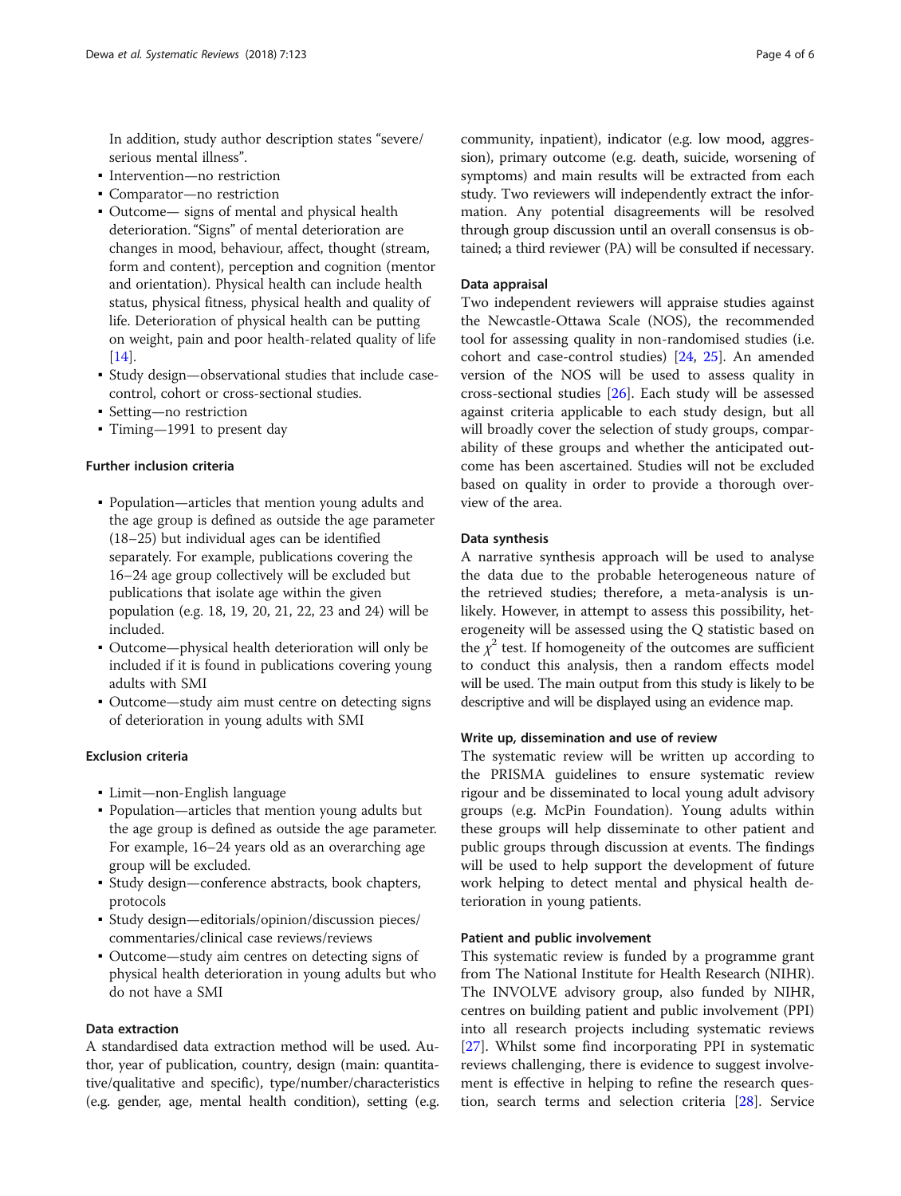In addition, study author description states "severe/ serious mental illness".

- Intervention—no restriction
- Comparator—no restriction
- Outcome— signs of mental and physical health deterioration. "Signs" of mental deterioration are changes in mood, behaviour, affect, thought (stream, form and content), perception and cognition (mentor and orientation). Physical health can include health status, physical fitness, physical health and quality of life. Deterioration of physical health can be putting on weight, pain and poor health-related quality of life [14].
- Study design—observational studies that include case-control, cohort or cross-sectional studies.
- Setting—no restriction
- Timing—1991 to present day

### Further inclusion criteria

- Population—articles that mention young adults and the age group is defined as outside the age parameter (18–25) but individual ages can be identified separately. For example, publications covering the 16–24 age group collectively will be excluded but publications that isolate age within the given population (e.g. 18, 19, 20, 21, 22, 23 and 24) will be included.
- Outcome—physical health deterioration will only be included if it is found in publications covering young adults with SMI
- Outcome—study aim must centre on detecting signs of deterioration in young adults with SMI

### Exclusion criteria

- Limit—non-English language
- Population—articles that mention young adults but the age group is defined as outside the age parameter. For example, 16–24 years old as an overarching age group will be excluded.
- Study design—conference abstracts, book chapters, protocols
- Study design—editorials/opinion/discussion pieces/ commentaries/clinical case reviews/reviews
- Outcome—study aim centres on detecting signs of physical health deterioration in young adults but who do not have a SMI

### Data extraction

A standardised data extraction method will be used. Author, year of publication, country, design (main: quantitative/qualitative and specific), type/number/characteristics (e.g. gender, age, mental health condition), setting (e.g. community, inpatient), indicator (e.g. low mood, aggression), primary outcome (e.g. death, suicide, worsening of symptoms) and main results will be extracted from each study. Two reviewers will independently extract the information. Any potential disagreements will be resolved through group discussion until an overall consensus is obtained; a third reviewer (PA) will be consulted if necessary.

### Data appraisal

Two independent reviewers will appraise studies against the Newcastle-Ottawa Scale (NOS), the recommended tool for assessing quality in non-randomised studies (i.e. cohort and case-control studies) [24, 25]. An amended version of the NOS will be used to assess quality in cross-sectional studies [26]. Each study will be assessed against criteria applicable to each study design, but all will broadly cover the selection of study groups, comparability of these groups and whether the anticipated outcome has been ascertained. Studies will not be excluded based on quality in order to provide a thorough overview of the area.

### Data synthesis

A narrative synthesis approach will be used to analyse the data due to the probable heterogeneous nature of the retrieved studies; therefore, a meta-analysis is unlikely. However, in attempt to assess this possibility, heterogeneity will be assessed using the Q statistic based on the $\chi^2$ test. If homogeneity of the outcomes are sufficient to conduct this analysis, then a random effects model will be used. The main output from this study is likely to be descriptive and will be displayed using an evidence map.

### Write up, dissemination and use of review

The systematic review will be written up according to the PRISMA guidelines to ensure systematic review rigour and be disseminated to local young adult advisory groups (e.g. McPin Foundation). Young adults within these groups will help disseminate to other patient and public groups through discussion at events. The findings will be used to help support the development of future work helping to detect mental and physical health deterioration in young patients.

### Patient and public involvement

This systematic review is funded by a programme grant from The National Institute for Health Research (NIHR). The INVOLVE advisory group, also funded by NIHR, centres on building patient and public involvement (PPI) into all research projects including systematic reviews [27]. Whilst some find incorporating PPI in systematic reviews challenging, there is evidence to suggest involvement is effective in helping to refine the research question, search terms and selection criteria [28]. Service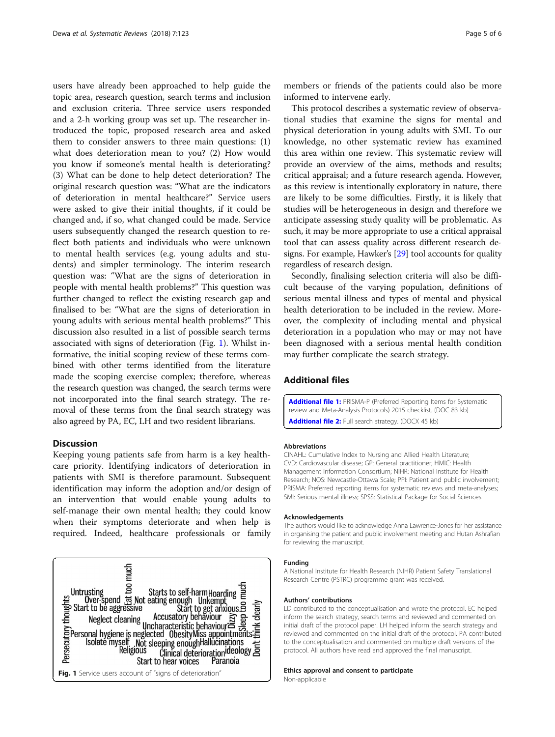users have already been approached to help guide the topic area, research question, search terms and inclusion and exclusion criteria. Three service users responded and a 2-h working group was set up. The researcher introduced the topic, proposed research area and asked them to consider answers to three main questions: (1) what does deterioration mean to you? (2) How would you know if someone's mental health is deteriorating? (3) What can be done to help detect deterioration? The original research question was: "What are the indicators of deterioration in mental healthcare?" Service users were asked to give their initial thoughts, if it could be changed and, if so, what changed could be made. Service users subsequently changed the research question to reflect both patients and individuals who were unknown to mental health services (e.g. young adults and students) and simpler terminology. The interim research question was: "What are the signs of deterioration in people with mental health problems?" This question was further changed to reflect the existing research gap and finalised to be: "What are the signs of deterioration in young adults with serious mental health problems?" This discussion also resulted in a list of possible search terms associated with signs of deterioration (Fig. 1). Whilst informative, the initial scoping review of these terms combined with other terms identified from the literature made the scoping exercise complex; therefore, whereas the research question was changed, the search terms were not incorporated into the final search strategy. The removal of these terms from the final search strategy was also agreed by PA, EC, LH and two resident librarians.

## Discussion

Keeping young patients safe from harm is a key healthcare priority. Identifying indicators of deterioration in patients with SMI is therefore paramount. Subsequent identification may inform the adoption and/or design of an intervention that would enable young adults to self-manage their own mental health; they could know when their symptoms deteriorate and when help is required. Indeed, healthcare professionals or family members or friends of the patients could also be more informed to intervene early.

This protocol describes a systematic review of observational studies that examine the signs for mental and physical deterioration in young adults with SMI. To our knowledge, no other systematic review has examined this area within one review. This systematic review will provide an overview of the aims, methods and results; critical appraisal; and a future research agenda. However, as this review is intentionally exploratory in nature, there are likely to be some difficulties. Firstly, it is likely that studies will be heterogeneous in design and therefore we anticipate assessing study quality will be problematic. As such, it may be more appropriate to use a critical appraisal tool that can assess quality across different research designs. For example, Hawker's [29] tool accounts for quality regardless of research design.

Secondly, finalising selection criteria will also be difficult because of the varying population, definitions of serious mental illness and types of mental and physical health deterioration to be included in the review. Moreover, the complexity of including mental and physical deterioration in a population who may or may not have been diagnosed with a serious mental health condition may further complicate the search strategy.

Untrusting
Over-spend
Start to be aggressive
Persecutory thoughts
Eat too much
Not eating enough
Starts to self-harm
Hoarding
Unkempt
Start to get anxious
Neglect cleaning
Accusatory behaviour
Uncharacteristic behaviour
Dizzy
Sleep too much
Don't think clearly
Personal hygiene is neglected
Obesity
Miss appointments
Isolate myself
Not sleeping enough
Hallucinations
Religious
Clinical deterioration
ideology
Start to hear voices
Paranoia

Fig. 1 Service users account of "signs of deterioration"

## Additional files

**Additional file 1:** PRISMA-P (Preferred Reporting Items for Systematic review and Meta-Analysis Protocols) 2015 checklist. (DOC 83 kb)

**Additional file 2:** Full search strategy. (DOCX 45 kb)

#### Abbreviations

CINAHL: Cumulative Index to Nursing and Allied Health Literature; CVD: Cardiovascular disease; GP: General practitioner; HMIC: Health Management Information Consortium; NIHR: National Institute for Health Research; NOS: Newcastle-Ottawa Scale; PPI: Patient and public involvement; PRISMA: Preferred reporting items for systematic reviews and meta-analyses; SMI: Serious mental illness; SPSS: Statistical Package for Social Sciences

#### Acknowledgements

The authors would like to acknowledge Anna Lawrence-Jones for her assistance in organising the patient and public involvement meeting and Hutan Ashrafian for reviewing the manuscript.

#### Funding

A National Institute for Health Research (NIHR) Patient Safety Translational Research Centre (PSTRC) programme grant was received.

#### Authors' contributions

LD contributed to the conceptualisation and wrote the protocol. EC helped inform the search strategy, search terms and reviewed and commented on initial draft of the protocol paper. LH helped inform the search strategy and reviewed and commented on the initial draft of the protocol. PA contributed to the conceptualisation and commented on multiple draft versions of the protocol. All authors have read and approved the final manuscript.

#### Ethics approval and consent to participate

Non-applicable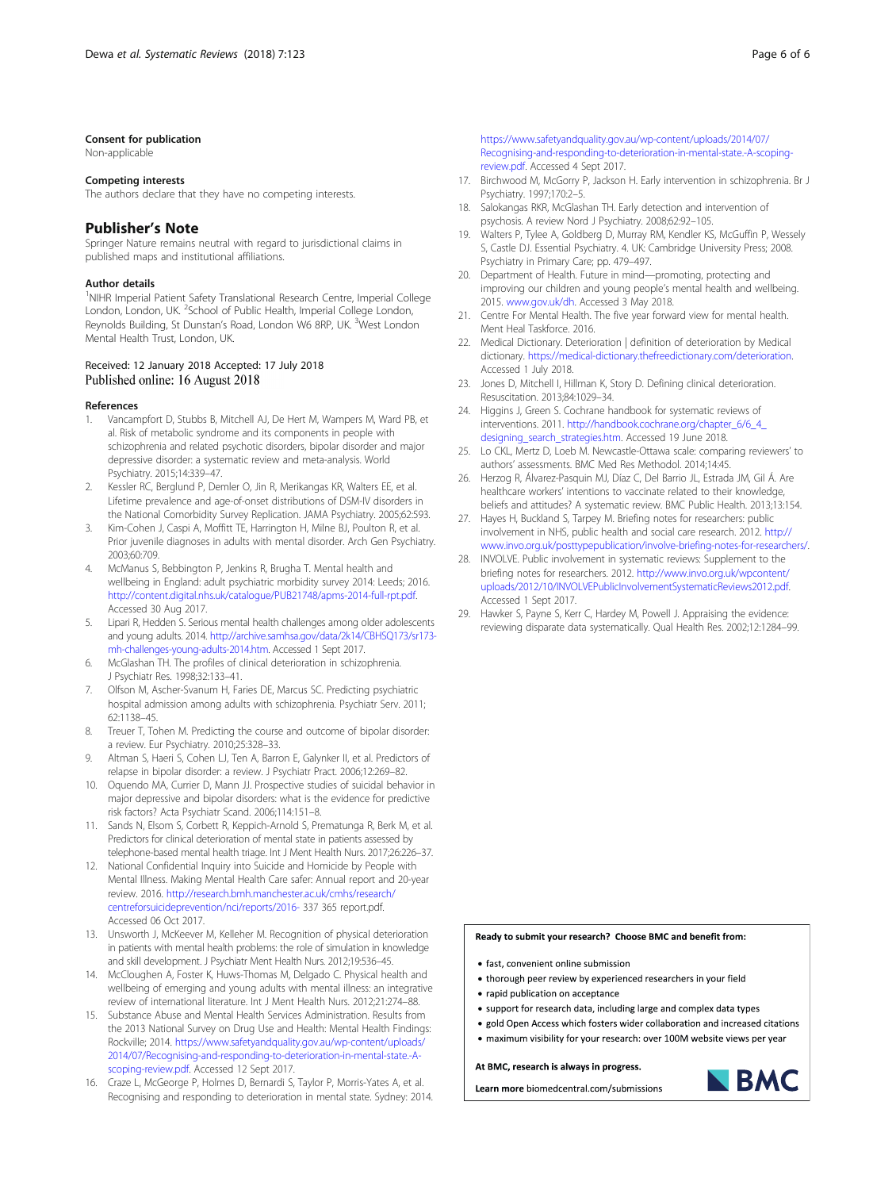### Consent for publication

Non-applicable

### Competing interests

The authors declare that they have no competing interests.

## Publisher's Note

Springer Nature remains neutral with regard to jurisdictional claims in published maps and institutional affiliations.

### Author details

[1]NIHR Imperial Patient Safety Translational Research Centre, Imperial College London, London, UK. [2]School of Public Health, Imperial College London, Reynolds Building, St Dunstan's Road, London W6 8RP, UK. [3]West London Mental Health Trust, London, UK.

Received: 12 January 2018 Accepted: 17 July 2018
Published online: 16 August 2018

### References

1. Vancampfort D, Stubbs B, Mitchell AJ, De Hert M, Wampers M, Ward PB, et al. Risk of metabolic syndrome and its components in people with schizophrenia and related psychotic disorders, bipolar disorder and major depressive disorder: a systematic review and meta-analysis. World Psychiatry. 2015;14:339–47.
2. Kessler RC, Berglund P, Demler O, Jin R, Merikangas KR, Walters EE, et al. Lifetime prevalence and age-of-onset distributions of DSM-IV disorders in the National Comorbidity Survey Replication. JAMA Psychiatry. 2005;62:593.
3. Kim-Cohen J, Caspi A, Moffitt TE, Harrington H, Milne BJ, Poulton R, et al. Prior juvenile diagnoses in adults with mental disorder. Arch Gen Psychiatry. 2003;60:709.
4. McManus S, Bebbington P, Jenkins R, Brugha T. Mental health and wellbeing in England: adult psychiatric morbidity survey 2014: Leeds; 2016. http://content.digital.nhs.uk/catalogue/PUB21748/apms-2014-full-rpt.pdf. Accessed 30 Aug 2017.
5. Lipari R, Hedden S. Serious mental health challenges among older adolescents and young adults. 2014. http://archive.samhsa.gov/data/2k14/CBHSQ173/sr173-mh-challenges-young-adults-2014.htm. Accessed 1 Sept 2017.
6. McGlashan TH. The profiles of clinical deterioration in schizophrenia. J Psychiatr Res. 1998;32:133–41.
7. Olfson M, Ascher-Svanum H, Faries DE, Marcus SC. Predicting psychiatric hospital admission among adults with schizophrenia. Psychiatr Serv. 2011; 62:1138–45.
8. Treuer T, Tohen M. Predicting the course and outcome of bipolar disorder: a review. Eur Psychiatry. 2010;25:328–33.
9. Altman S, Haeri S, Cohen LJ, Ten A, Barron E, Galynker II, et al. Predictors of relapse in bipolar disorder: a review. J Psychiatr Pract. 2006;12:269–82.
10. Oquendo MA, Currier D, Mann JJ. Prospective studies of suicidal behavior in major depressive and bipolar disorders: what is the evidence for predictive risk factors? Acta Psychiatr Scand. 2006;114:151–8.
11. Sands N, Elsom S, Corbett R, Keppich-Arnold S, Prematunga R, Berk M, et al. Predictors for clinical deterioration of mental state in patients assessed by telephone-based mental health triage. Int J Ment Health Nurs. 2017;26:226–37.
12. National Confidential Inquiry into Suicide and Homicide by People with Mental Illness. Making Mental Health Care safer: Annual report and 20-year review. 2016. http://research.bmh.manchester.ac.uk/cmhs/research/centreforsuicideprevention/nci/reports/2016- 337 365 report.pdf. Accessed 06 Oct 2017.
13. Unsworth J, McKeever M, Kelleher M. Recognition of physical deterioration in patients with mental health problems: the role of simulation in knowledge and skill development. J Psychiatr Ment Health Nurs. 2012;19:536–45.
14. McCloughen A, Foster K, Huws-Thomas M, Delgado C. Physical health and wellbeing of emerging and young adults with mental illness: an integrative review of international literature. Int J Ment Health Nurs. 2012;21:274–88.
15. Substance Abuse and Mental Health Services Administration. Results from the 2013 National Survey on Drug Use and Health: Mental Health Findings: Rockville; 2014. https://www.safetyandquality.gov.au/wp-content/uploads/2014/07/Recognising-and-responding-to-deterioration-in-mental-state.-A-scoping-review.pdf. Accessed 12 Sept 2017.
16. Craze L, McGeorge P, Holmes D, Bernardi S, Taylor P, Morris-Yates A, et al. Recognising and responding to deterioration in mental state. Sydney: 2014. https://www.safetyandquality.gov.au/wp-content/uploads/2014/07/Recognising-and-responding-to-deterioration-in-mental-state.-A-scoping-review.pdf. Accessed 4 Sept 2017.
17. Birchwood M, McGorry P, Jackson H. Early intervention in schizophrenia. Br J Psychiatry. 1997;170:2–5.
18. Salokangas RKR, McGlashan TH. Early detection and intervention of psychosis. A review Nord J Psychiatry. 2008;62:92–105.
19. Walters P, Tylee A, Goldberg D, Murray RM, Kendler KS, McGuffin P, Wessely S, Castle DJ. Essential Psychiatry. 4. UK: Cambridge University Press; 2008. Psychiatry in Primary Care; pp. 479–497.
20. Department of Health. Future in mind—promoting, protecting and improving our children and young people's mental health and wellbeing. 2015. www.gov.uk/dh. Accessed 3 May 2018.
21. Centre For Mental Health. The five year forward view for mental health. Ment Heal Taskforce. 2016.
22. Medical Dictionary. Deterioration | definition of deterioration by Medical dictionary. https://medical-dictionary.thefreedictionary.com/deterioration. Accessed 1 July 2018.
23. Jones D, Mitchell I, Hillman K, Story D. Defining clinical deterioration. Resuscitation. 2013;84:1029–34.
24. Higgins J, Green S. Cochrane handbook for systematic reviews of interventions. 2011. http://handbook.cochrane.org/chapter_6/6_4_designing_search_strategies.htm. Accessed 19 June 2018.
25. Lo CKL, Mertz D, Loeb M. Newcastle-Ottawa scale: comparing reviewers' to authors' assessments. BMC Med Res Methodol. 2014;14:45.
26. Herzog R, Álvarez-Pasquin MJ, Díaz C, Del Barrio JL, Estrada JM, Gil Á. Are healthcare workers' intentions to vaccinate related to their knowledge, beliefs and attitudes? A systematic review. BMC Public Health. 2013;13:154.
27. Hayes H, Buckland S, Tarpey M. Briefing notes for researchers: public involvement in NHS, public health and social care research. 2012. http://www.invo.org.uk/posttypepublication/involve-briefing-notes-for-researchers/.
28. INVOLVE. Public involvement in systematic reviews: Supplement to the briefing notes for researchers. 2012. http://www.invo.org.uk/wpcontent/uploads/2012/10/INVOLVEPublicInvolvementSystematicReviews2012.pdf. Accessed 1 Sept 2017.
29. Hawker S, Payne S, Kerr C, Hardey M, Powell J. Appraising the evidence: reviewing disparate data systematically. Qual Health Res. 2002;12:1284–99.

**Ready to submit your research? Choose BMC and benefit from:**

- fast, convenient online submission
- thorough peer review by experienced researchers in your field
- rapid publication on acceptance
- support for research data, including large and complex data types
- gold Open Access which fosters wider collaboration and increased citations
- maximum visibility for your research: over 100M website views per year

**At BMC, research is always in progress.**

**Learn more** biomedcentral.com/submissions

BMC